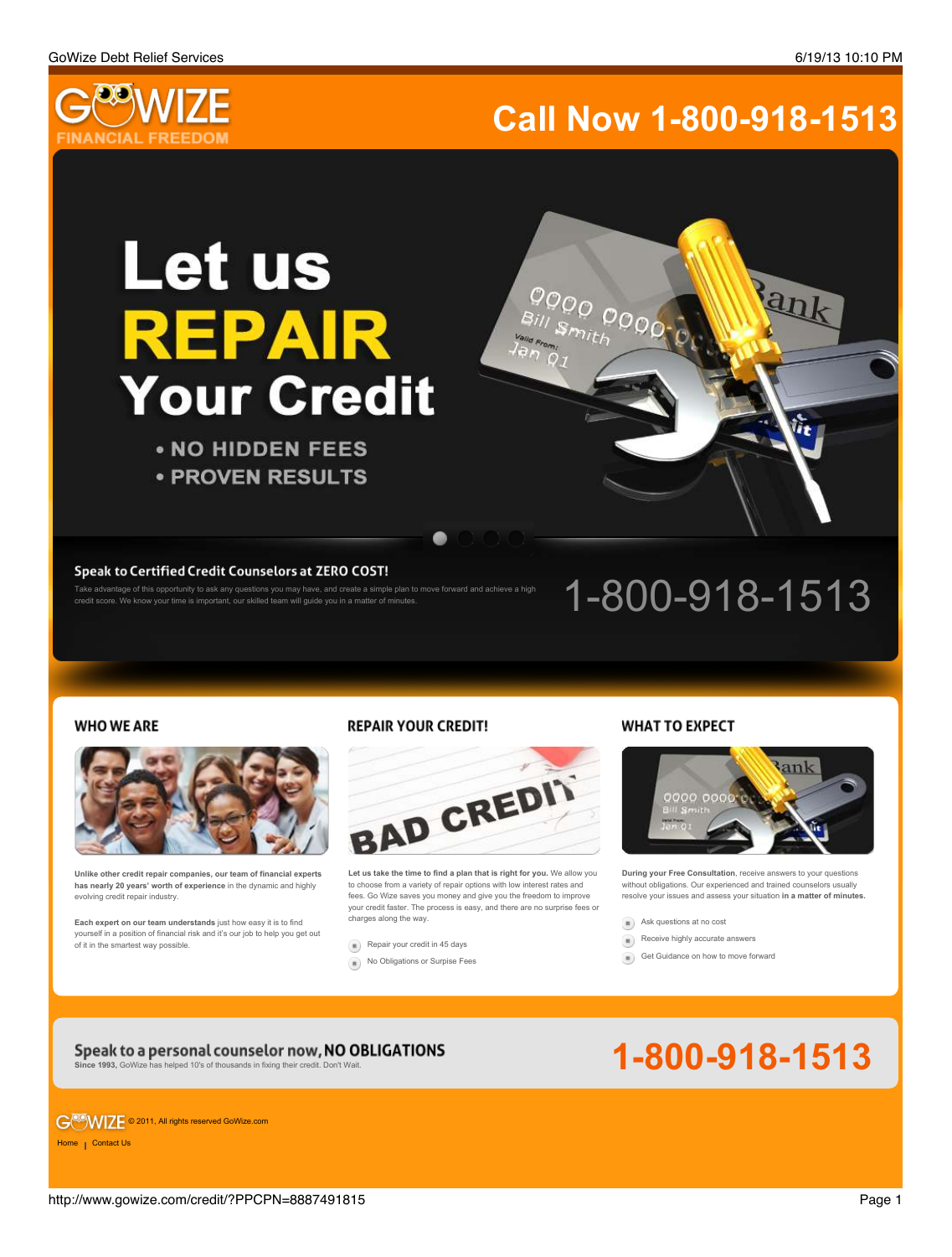# GOWIZE FINANCIAL FREEDOM

## Call Now 1-800-918-1513

# Let us REPAIR Your Credit

- NO HIDDEN FEES
- PROVEN RESULTS

**Speak to Certified Credit Counselors at ZERO COST!**

Take advantage of this opportunity to ask any questions you may have, and create a simple plan to move forward and achieve a high credit score. We know your time is important, our skilled team will guide you in a matter of minutes.

1-800-918-1513

## WHO WE ARE

**Unlike other credit repair companies, our team of financial experts has nearly 20 years' worth of experience** in the dynamic and highly evolving credit repair industry.

**Each expert on our team understands** just how easy it is to find yourself in a position of financial risk and it's our job to help you get out of it in the smartest way possible.

## REPAIR YOUR CREDIT!

**Let us take the time to find a plan that is right for you.** We allow you to choose from a variety of repair options with low interest rates and fees. Go Wize saves you money and give you the freedom to improve your credit faster. The process is easy, and there are no surprise fees or charges along the way.

- Repair your credit in 45 days
- No Obligations or Surpise Fees

## WHAT TO EXPECT

**During your Free Consultation**, receive answers to your questions without obligations. Our experienced and trained counselors usually resolve your issues and assess your situation **in a matter of minutes.**

- Ask questions at no cost
- Receive highly accurate answers
- Get Guidance on how to move forward

**Speak to a personal counselor now, NO OBLIGATIONS**

**Since 1993,** GoWize has helped 10's of thousands in fixing their credit. Don't Wait.

**1-800-918-1513**

GOWIZE © 2011, All rights reserved GoWize.com

Home | Contact Us